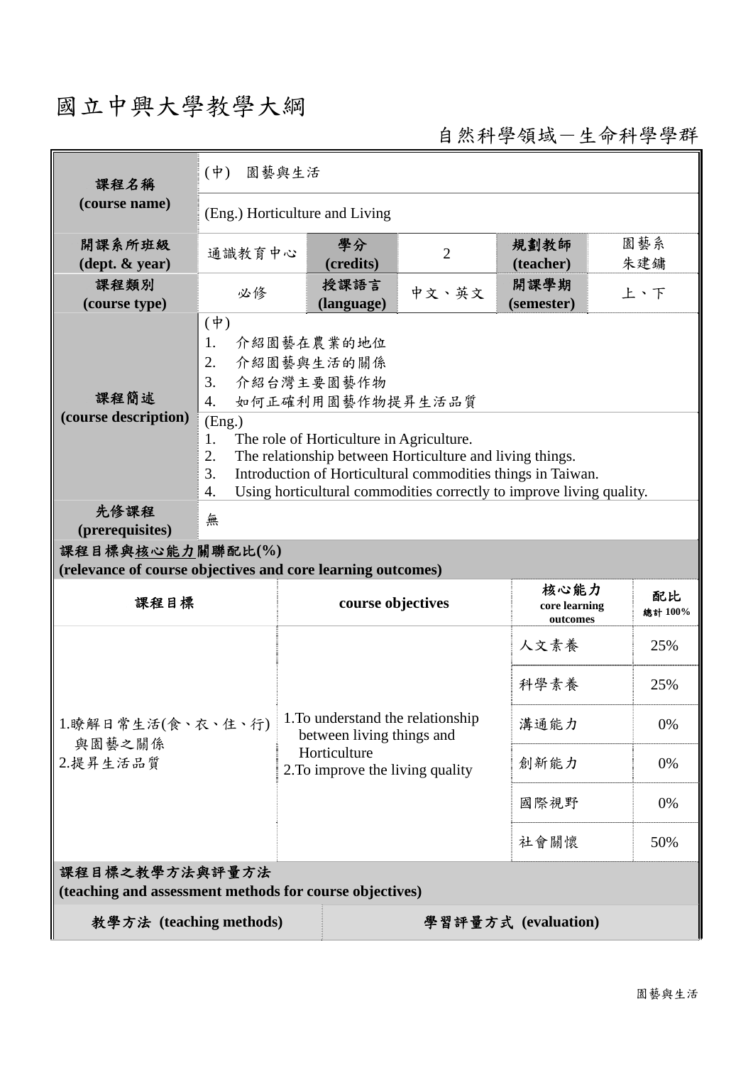# 國立中興大學教學大綱

自然科學領域－生命科學學群

| 課程名稱 (course name) | (中) 園藝與生活 | | | | |
|---|---|---|---|---|---|
| | (Eng.) Horticulture and Living | | | | |
| 開課系所班級 (dept. & year) | 通識教育中心 | 學分 (credits) | 2 | 規劃教師 (teacher) | 園藝系 朱建鏞 |
| 課程類別 (course type) | 必修 | 授課語言 (language) | 中文、英文 | 開課學期 (semester) | 上、下 |
| 課程簡述 (course description) | (中)<br>1. 介紹園藝在農業的地位<br>2. 介紹園藝與生活的關係<br>3. 介紹台灣主要園藝作物<br>4. 如何正確利用園藝作物提昇生活品質 | | | | |
| | (Eng.)<br>1. The role of Horticulture in Agriculture.<br>2. The relationship between Horticulture and living things.<br>3. Introduction of Horticultural commodities things in Taiwan.<br>4. Using horticultural commodities correctly to improve living quality. | | | | |
| 先修課程 (prerequisites) | 無 | | | | |

**課程目標與核心能力關聯配比(%)**
**(relevance of course objectives and core learning outcomes)**

| 課程目標 | course objectives | 核心能力 core learning outcomes | 配比 總計 100% |
|---|---|---|---|
| 1.瞭解日常生活(食、衣、住、行)與園藝之關係<br>2.提昇生活品質 | 1.To understand the relationship between living things and Horticulture<br>2.To improve the living quality | 人文素養 | 25% |
| | | 科學素養 | 25% |
| | | 溝通能力 | 0% |
| | | 創新能力 | 0% |
| | | 國際視野 | 0% |
| | | 社會關懷 | 50% |

**課程目標之教學方法與評量方法**
**(teaching and assessment methods for course objectives)**

| 教學方法 (teaching methods) | 學習評量方式 (evaluation) |
|---|---|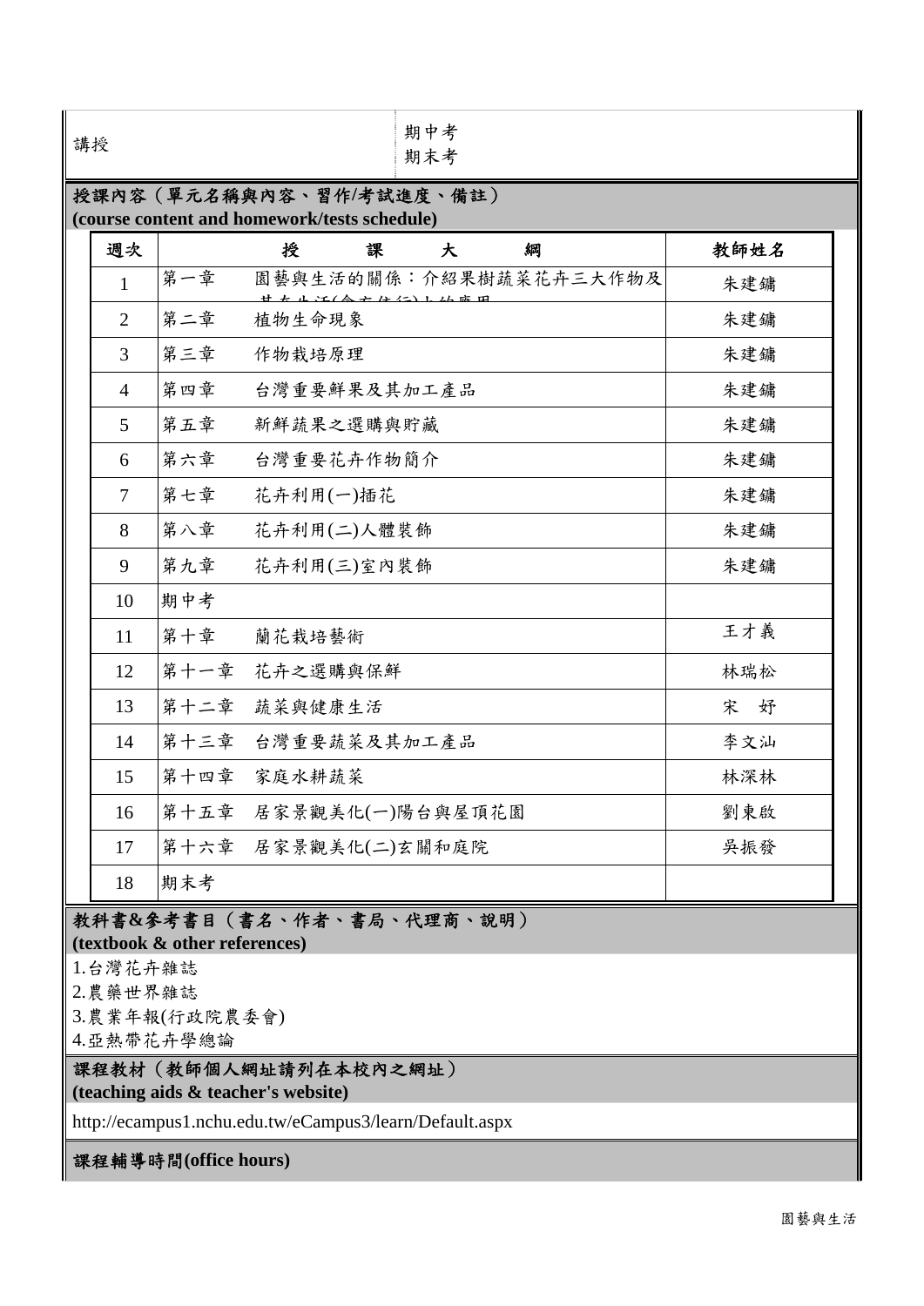| 講授 | 期中考<br>期末考 |
|---|---|

**授課內容（單元名稱與內容、習作/考試進度、備註）**
**(course content and homework/tests schedule)**

| 週次 | 授　課　大　綱 | 教師姓名 |
|---|---|---|
| 1 | 第一章　園藝與生活的關係：介紹果樹蔬菜花卉三大作物及其在生活(食衣住行)上的應用 | 朱建鏞 |
| 2 | 第二章　植物生命現象 | 朱建鏞 |
| 3 | 第三章　作物栽培原理 | 朱建鏞 |
| 4 | 第四章　台灣重要鮮果及其加工產品 | 朱建鏞 |
| 5 | 第五章　新鮮蔬果之選購與貯藏 | 朱建鏞 |
| 6 | 第六章　台灣重要花卉作物簡介 | 朱建鏞 |
| 7 | 第七章　花卉利用(一)插花 | 朱建鏞 |
| 8 | 第八章　花卉利用(二)人體裝飾 | 朱建鏞 |
| 9 | 第九章　花卉利用(三)室內裝飾 | 朱建鏞 |
| 10 | 期中考 | |
| 11 | 第十章　蘭花栽培藝術 | 王才義 |
| 12 | 第十一章　花卉之選購與保鮮 | 林瑞松 |
| 13 | 第十二章　蔬菜與健康生活 | 宋　妤 |
| 14 | 第十三章　台灣重要蔬菜及其加工產品 | 李文汕 |
| 15 | 第十四章　家庭水耕蔬菜 | 林深林 |
| 16 | 第十五章　居家景觀美化(一)陽台與屋頂花園 | 劉東啟 |
| 17 | 第十六章　居家景觀美化(二)玄關和庭院 | 吳振發 |
| 18 | 期末考 | |

**教科書&參考書目（書名、作者、書局、代理商、說明）**
**(textbook & other references)**

1.台灣花卉雜誌
2.農藥世界雜誌
3.農業年報(行政院農委會)
4.亞熱帶花卉學總論

**課程教材（教師個人網址請列在本校內之網址）**
**(teaching aids & teacher's website)**

http://ecampus1.nchu.edu.tw/eCampus3/learn/Default.aspx

**課程輔導時間(office hours)**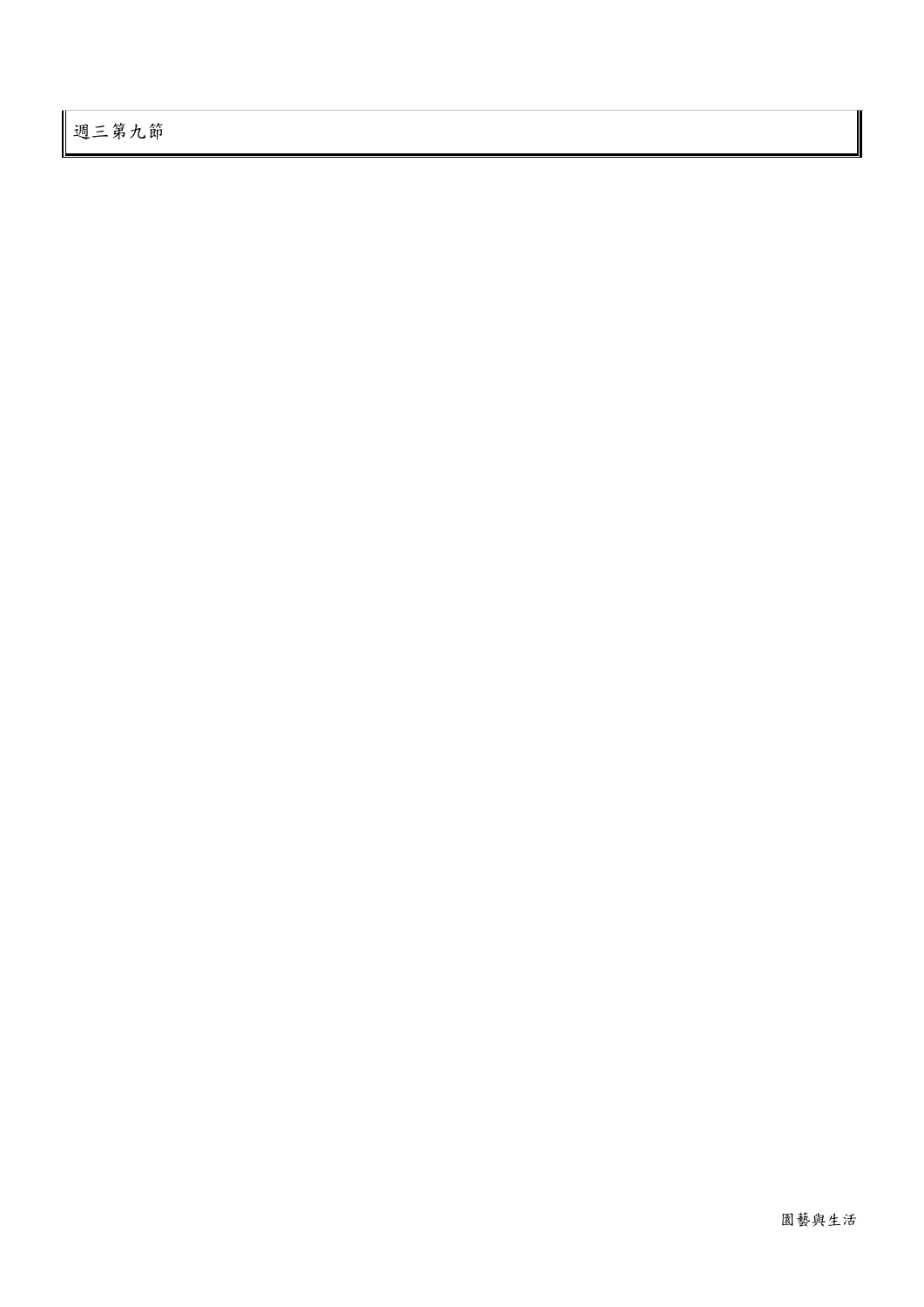週三第九節

園藝與生活